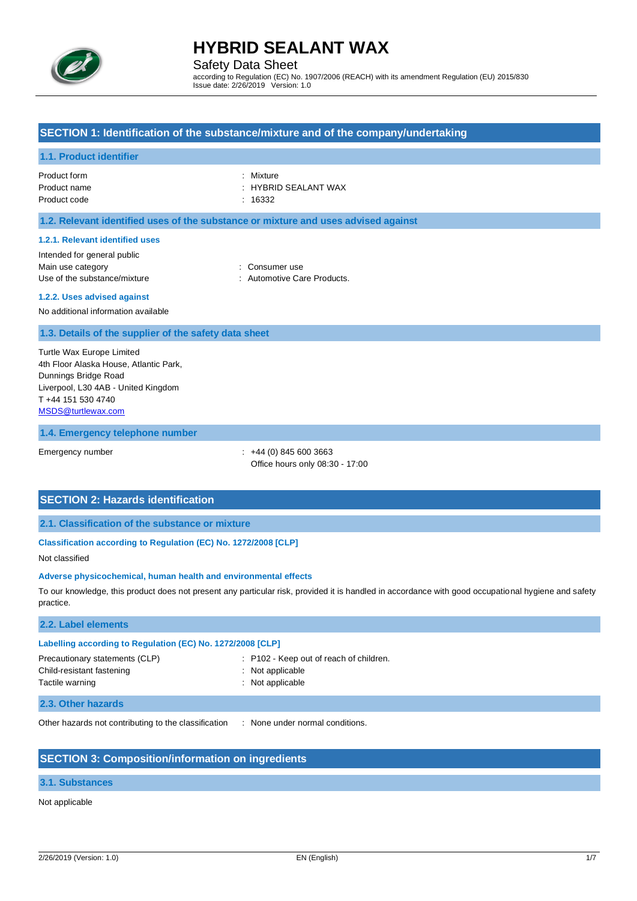# HYBRID SEALANT WAX

Safety Data Sheet

according to Regulation (EC) No. 1907/2006 (REACH) with its amendment Regulation (EU) 2015/830
Issue date: 2/26/2019 Version: 1.0

## SECTION 1: Identification of the substance/mixture and of the company/undertaking

### 1.1. Product identifier

| | |
|---|---|
| Product form | : Mixture |
| Product name | : HYBRID SEALANT WAX |
| Product code | : 16332 |

### 1.2. Relevant identified uses of the substance or mixture and uses advised against

#### 1.2.1. Relevant identified uses

Intended for general public

| | |
|---|---|
| Main use category | : Consumer use |
| Use of the substance/mixture | : Automotive Care Products. |

#### 1.2.2. Uses advised against

No additional information available

### 1.3. Details of the supplier of the safety data sheet

Turtle Wax Europe Limited
4th Floor Alaska House, Atlantic Park,
Dunnings Bridge Road
Liverpool, L30 4AB - United Kingdom
T +44 151 530 4740
MSDS@turtlewax.com

### 1.4. Emergency telephone number

| | |
|---|---|
| Emergency number | : +44 (0) 845 600 3663<br>Office hours only 08:30 - 17:00 |

## SECTION 2: Hazards identification

### 2.1. Classification of the substance or mixture

#### Classification according to Regulation (EC) No. 1272/2008 [CLP]

Not classified

#### Adverse physicochemical, human health and environmental effects

To our knowledge, this product does not present any particular risk, provided it is handled in accordance with good occupational hygiene and safety practice.

### 2.2. Label elements

#### Labelling according to Regulation (EC) No. 1272/2008 [CLP]

| | |
|---|---|
| Precautionary statements (CLP) | : P102 - Keep out of reach of children. |
| Child-resistant fastening | : Not applicable |
| Tactile warning | : Not applicable |

### 2.3. Other hazards

| | |
|---|---|
| Other hazards not contributing to the classification | : None under normal conditions. |

## SECTION 3: Composition/information on ingredients

### 3.1. Substances

Not applicable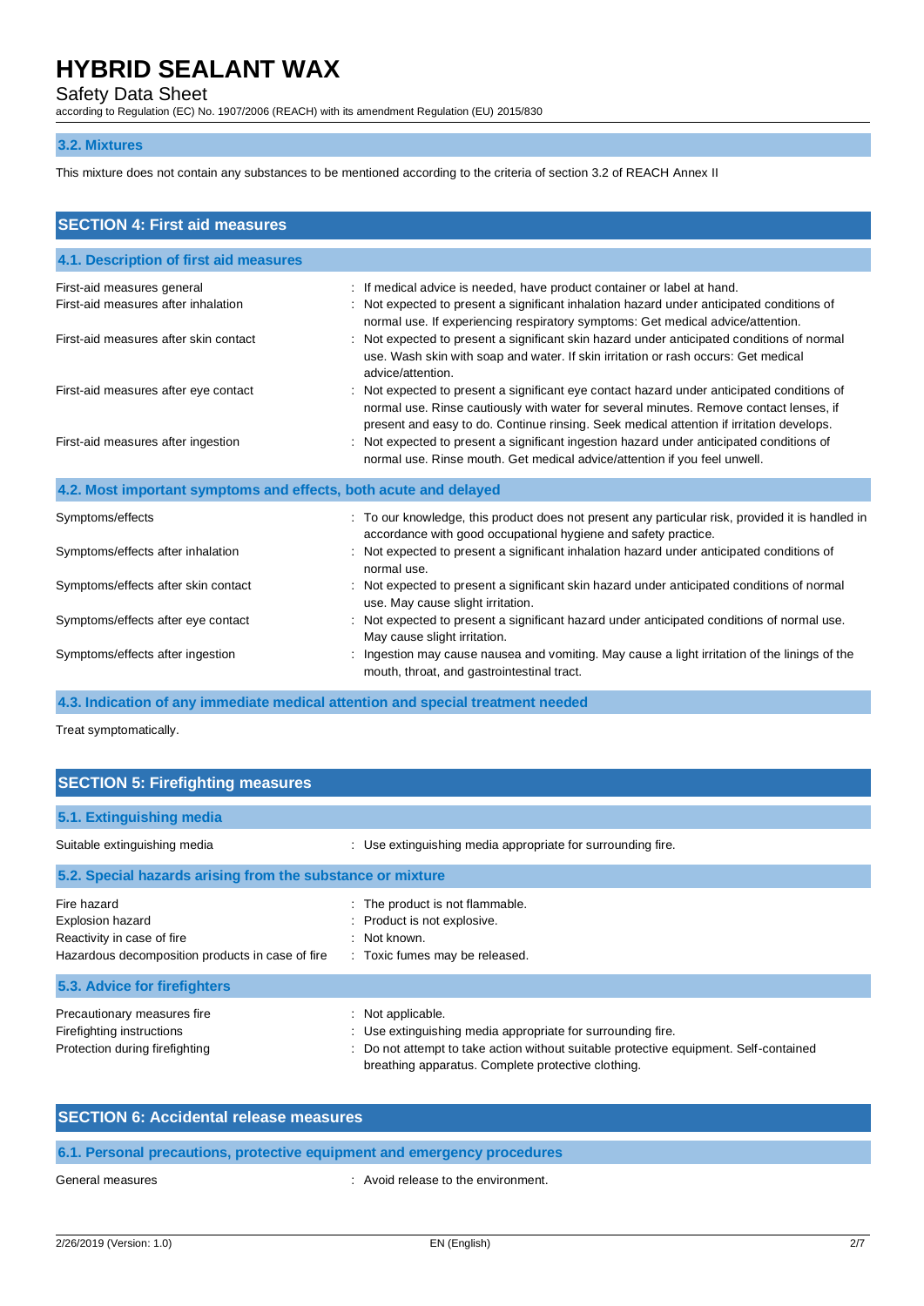### 3.2. Mixtures

This mixture does not contain any substances to be mentioned according to the criteria of section 3.2 of REACH Annex II

## SECTION 4: First aid measures

### 4.1. Description of first aid measures

| | |
|---|---|
| First-aid measures general | : If medical advice is needed, have product container or label at hand. |
| First-aid measures after inhalation | : Not expected to present a significant inhalation hazard under anticipated conditions of normal use. If experiencing respiratory symptoms: Get medical advice/attention. |
| First-aid measures after skin contact | : Not expected to present a significant skin hazard under anticipated conditions of normal use. Wash skin with soap and water. If skin irritation or rash occurs: Get medical advice/attention. |
| First-aid measures after eye contact | : Not expected to present a significant eye contact hazard under anticipated conditions of normal use. Rinse cautiously with water for several minutes. Remove contact lenses, if present and easy to do. Continue rinsing. Seek medical attention if irritation develops. |
| First-aid measures after ingestion | : Not expected to present a significant ingestion hazard under anticipated conditions of normal use. Rinse mouth. Get medical advice/attention if you feel unwell. |

### 4.2. Most important symptoms and effects, both acute and delayed

| | |
|---|---|
| Symptoms/effects | : To our knowledge, this product does not present any particular risk, provided it is handled in accordance with good occupational hygiene and safety practice. |
| Symptoms/effects after inhalation | : Not expected to present a significant inhalation hazard under anticipated conditions of normal use. |
| Symptoms/effects after skin contact | : Not expected to present a significant skin hazard under anticipated conditions of normal use. May cause slight irritation. |
| Symptoms/effects after eye contact | : Not expected to present a significant hazard under anticipated conditions of normal use. May cause slight irritation. |
| Symptoms/effects after ingestion | : Ingestion may cause nausea and vomiting. May cause a light irritation of the linings of the mouth, throat, and gastrointestinal tract. |

### 4.3. Indication of any immediate medical attention and special treatment needed

Treat symptomatically.

## SECTION 5: Firefighting measures

### 5.1. Extinguishing media

| | |
|---|---|
| Suitable extinguishing media | : Use extinguishing media appropriate for surrounding fire. |

### 5.2. Special hazards arising from the substance or mixture

| | |
|---|---|
| Fire hazard | : The product is not flammable. |
| Explosion hazard | : Product is not explosive. |
| Reactivity in case of fire | : Not known. |
| Hazardous decomposition products in case of fire | : Toxic fumes may be released. |

### 5.3. Advice for firefighters

| | |
|---|---|
| Precautionary measures fire | : Not applicable. |
| Firefighting instructions | : Use extinguishing media appropriate for surrounding fire. |
| Protection during firefighting | : Do not attempt to take action without suitable protective equipment. Self-contained breathing apparatus. Complete protective clothing. |

## SECTION 6: Accidental release measures

### 6.1. Personal precautions, protective equipment and emergency procedures

| | |
|---|---|
| General measures | : Avoid release to the environment. |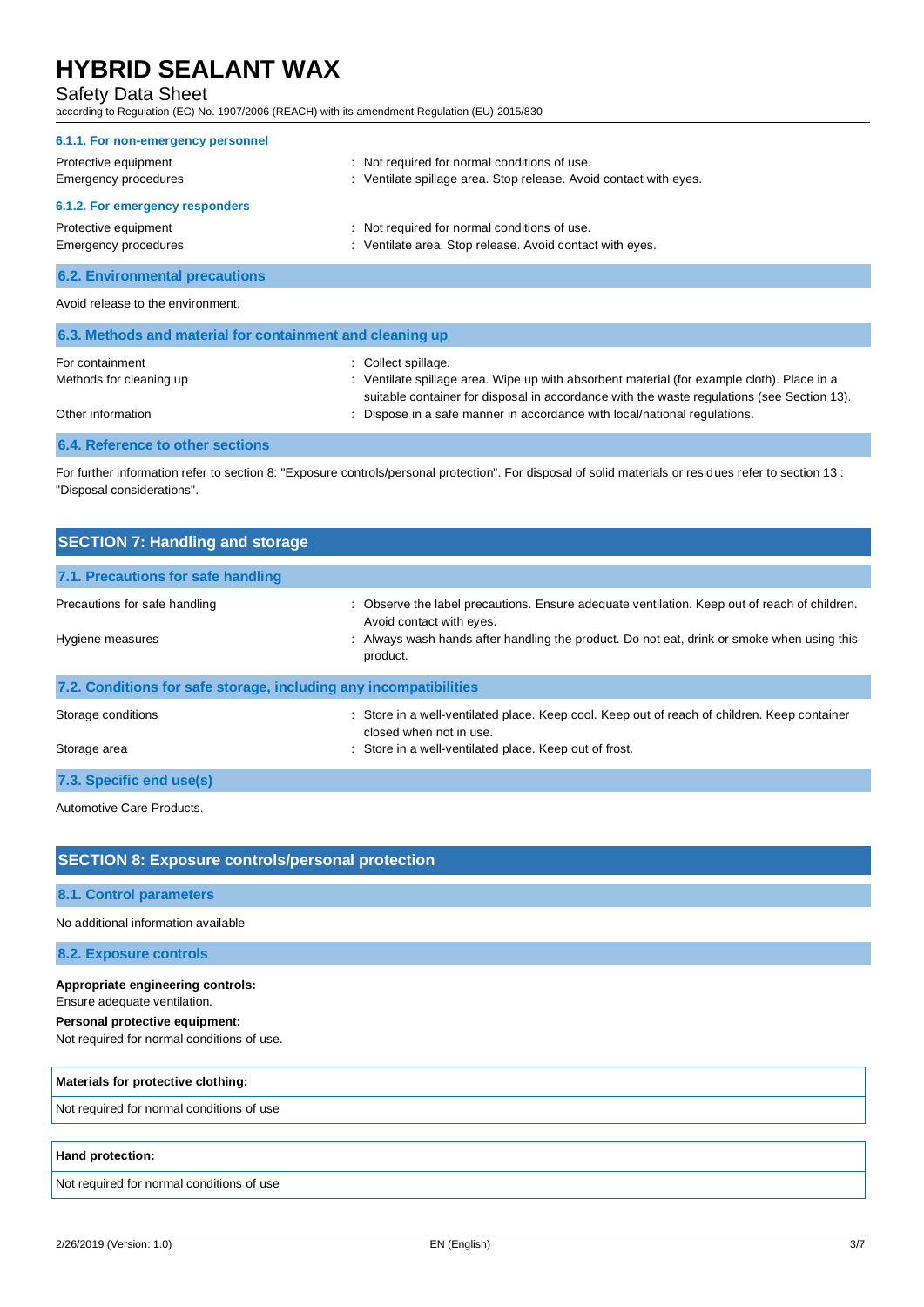#### 6.1.1. For non-emergency personnel

Protective equipment : Not required for normal conditions of use.

Emergency procedures : Ventilate spillage area. Stop release. Avoid contact with eyes.

#### 6.1.2. For emergency responders

Protective equipment : Not required for normal conditions of use.

Emergency procedures : Ventilate area. Stop release. Avoid contact with eyes.

### 6.2. Environmental precautions

Avoid release to the environment.

### 6.3. Methods and material for containment and cleaning up

For containment : Collect spillage.

Methods for cleaning up : Ventilate spillage area. Wipe up with absorbent material (for example cloth). Place in a suitable container for disposal in accordance with the waste regulations (see Section 13).

Other information : Dispose in a safe manner in accordance with local/national regulations.

### 6.4. Reference to other sections

For further information refer to section 8: "Exposure controls/personal protection". For disposal of solid materials or residues refer to section 13 : "Disposal considerations".

## SECTION 7: Handling and storage

### 7.1. Precautions for safe handling

Precautions for safe handling : Observe the label precautions. Ensure adequate ventilation. Keep out of reach of children. Avoid contact with eyes.

Hygiene measures : Always wash hands after handling the product. Do not eat, drink or smoke when using this product.

### 7.2. Conditions for safe storage, including any incompatibilities

Storage conditions : Store in a well-ventilated place. Keep cool. Keep out of reach of children. Keep container closed when not in use.

Storage area : Store in a well-ventilated place. Keep out of frost.

### 7.3. Specific end use(s)

Automotive Care Products.

## SECTION 8: Exposure controls/personal protection

### 8.1. Control parameters

No additional information available

### 8.2. Exposure controls

**Appropriate engineering controls:**
Ensure adequate ventilation.

**Personal protective equipment:**
Not required for normal conditions of use.

| Materials for protective clothing: |
|---|
| Not required for normal conditions of use |

| Hand protection: |
|---|
| Not required for normal conditions of use |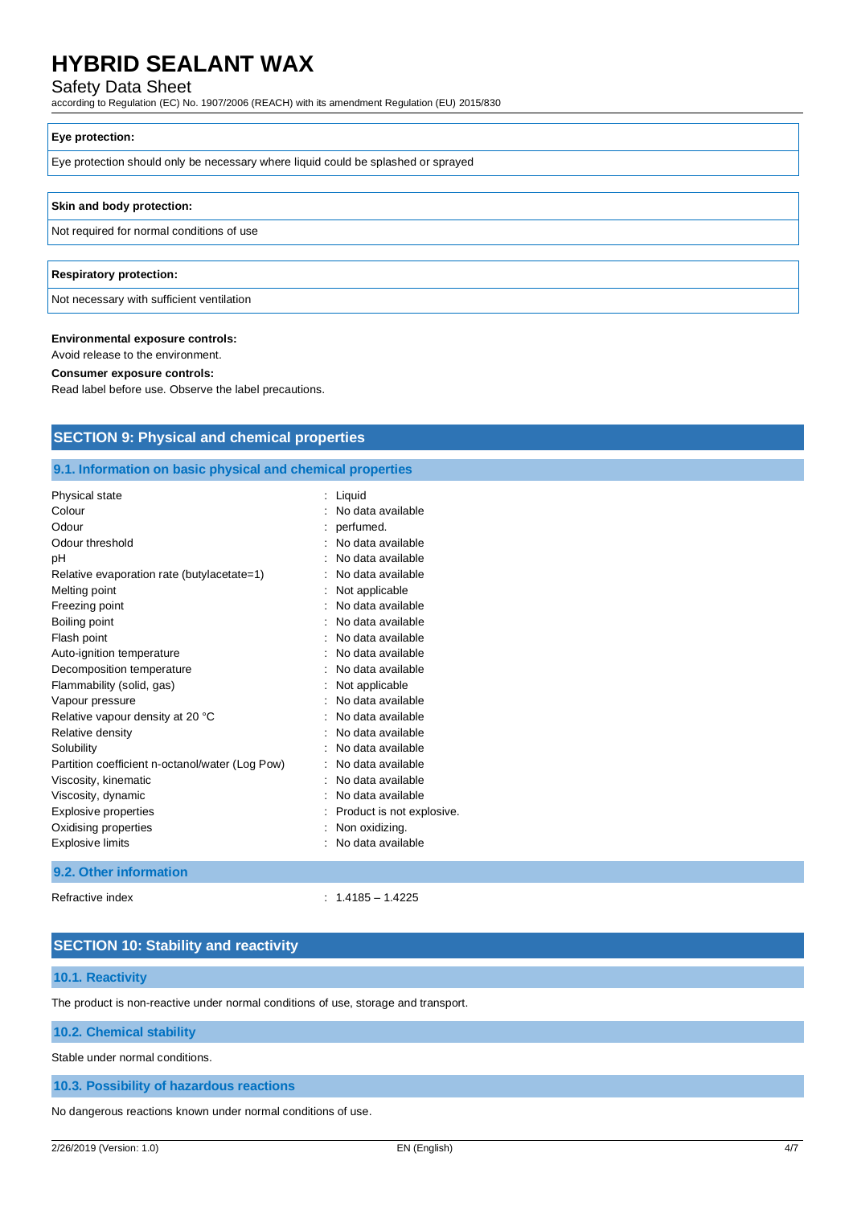**Eye protection:**

Eye protection should only be necessary where liquid could be splashed or sprayed

**Skin and body protection:**

Not required for normal conditions of use

**Respiratory protection:**

Not necessary with sufficient ventilation

**Environmental exposure controls:**

Avoid release to the environment.

**Consumer exposure controls:**

Read label before use. Observe the label precautions.

## SECTION 9: Physical and chemical properties

### 9.1. Information on basic physical and chemical properties

| Property | Value |
|---|---|
| Physical state | : Liquid |
| Colour | : No data available |
| Odour | : perfumed. |
| Odour threshold | : No data available |
| pH | : No data available |
| Relative evaporation rate (butylacetate=1) | : No data available |
| Melting point | : Not applicable |
| Freezing point | : No data available |
| Boiling point | : No data available |
| Flash point | : No data available |
| Auto-ignition temperature | : No data available |
| Decomposition temperature | : No data available |
| Flammability (solid, gas) | : Not applicable |
| Vapour pressure | : No data available |
| Relative vapour density at 20 °C | : No data available |
| Relative density | : No data available |
| Solubility | : No data available |
| Partition coefficient n-octanol/water (Log Pow) | : No data available |
| Viscosity, kinematic | : No data available |
| Viscosity, dynamic | : No data available |
| Explosive properties | : Product is not explosive. |
| Oxidising properties | : Non oxidizing. |
| Explosive limits | : No data available |

### 9.2. Other information

| Property | Value |
|---|---|
| Refractive index | : 1.4185 – 1.4225 |

## SECTION 10: Stability and reactivity

### 10.1. Reactivity

The product is non-reactive under normal conditions of use, storage and transport.

### 10.2. Chemical stability

Stable under normal conditions.

### 10.3. Possibility of hazardous reactions

No dangerous reactions known under normal conditions of use.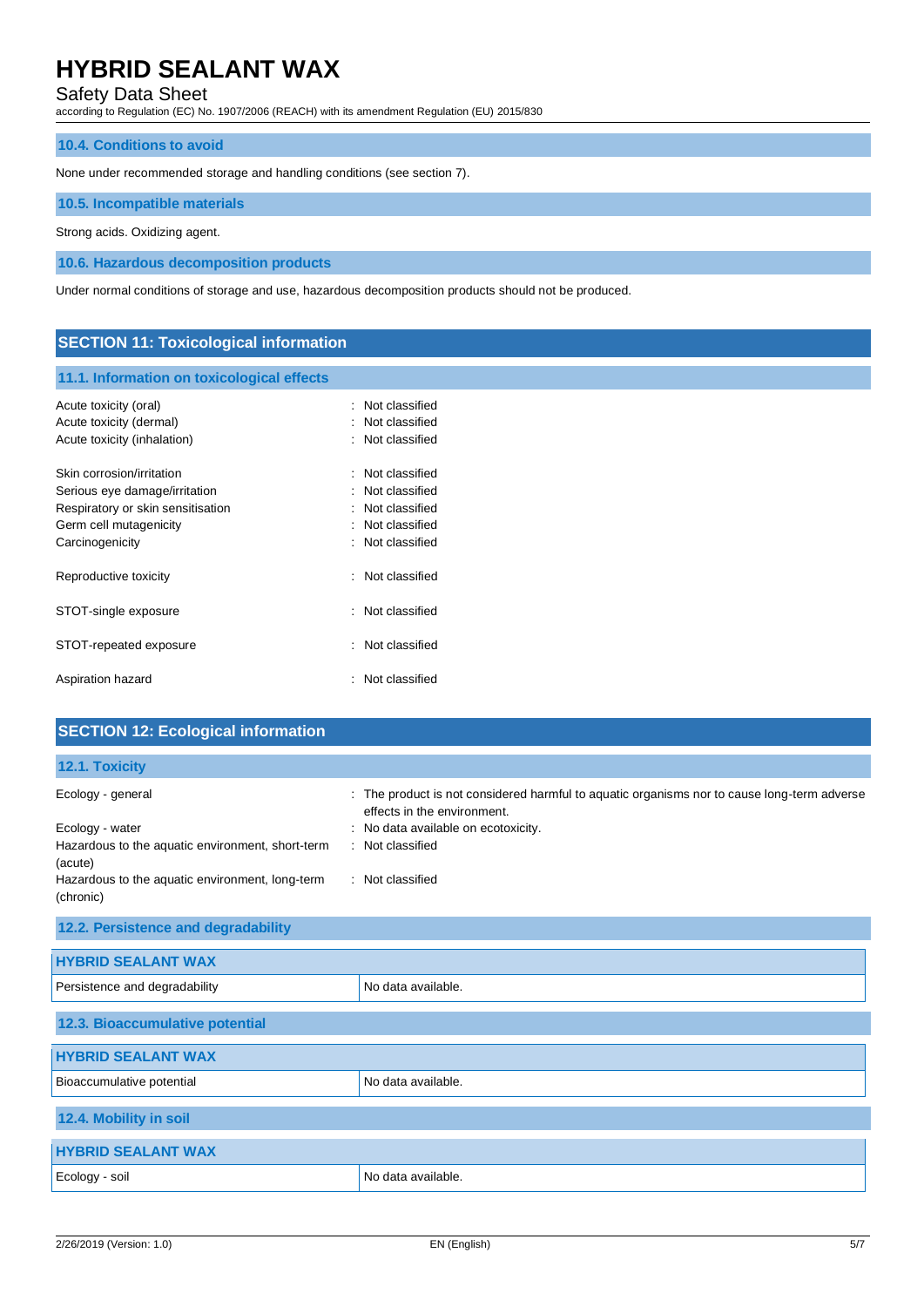### 10.4. Conditions to avoid

None under recommended storage and handling conditions (see section 7).

### 10.5. Incompatible materials

Strong acids. Oxidizing agent.

### 10.6. Hazardous decomposition products

Under normal conditions of storage and use, hazardous decomposition products should not be produced.

## SECTION 11: Toxicological information

### 11.1. Information on toxicological effects

| | |
|---|---|
| Acute toxicity (oral) | : Not classified |
| Acute toxicity (dermal) | : Not classified |
| Acute toxicity (inhalation) | : Not classified |
| Skin corrosion/irritation | : Not classified |
| Serious eye damage/irritation | : Not classified |
| Respiratory or skin sensitisation | : Not classified |
| Germ cell mutagenicity | : Not classified |
| Carcinogenicity | : Not classified |
| Reproductive toxicity | : Not classified |
| STOT-single exposure | : Not classified |
| STOT-repeated exposure | : Not classified |
| Aspiration hazard | : Not classified |

## SECTION 12: Ecological information

### 12.1. Toxicity

| | |
|---|---|
| Ecology - general | : The product is not considered harmful to aquatic organisms nor to cause long-term adverse effects in the environment. |
| Ecology - water | : No data available on ecotoxicity. |
| Hazardous to the aquatic environment, short-term (acute) | : Not classified |
| Hazardous to the aquatic environment, long-term (chronic) | : Not classified |

### 12.2. Persistence and degradability

| HYBRID SEALANT WAX | |
|---|---|
| Persistence and degradability | No data available. |

### 12.3. Bioaccumulative potential

| HYBRID SEALANT WAX | |
|---|---|
| Bioaccumulative potential | No data available. |

### 12.4. Mobility in soil

| HYBRID SEALANT WAX | |
|---|---|
| Ecology - soil | No data available. |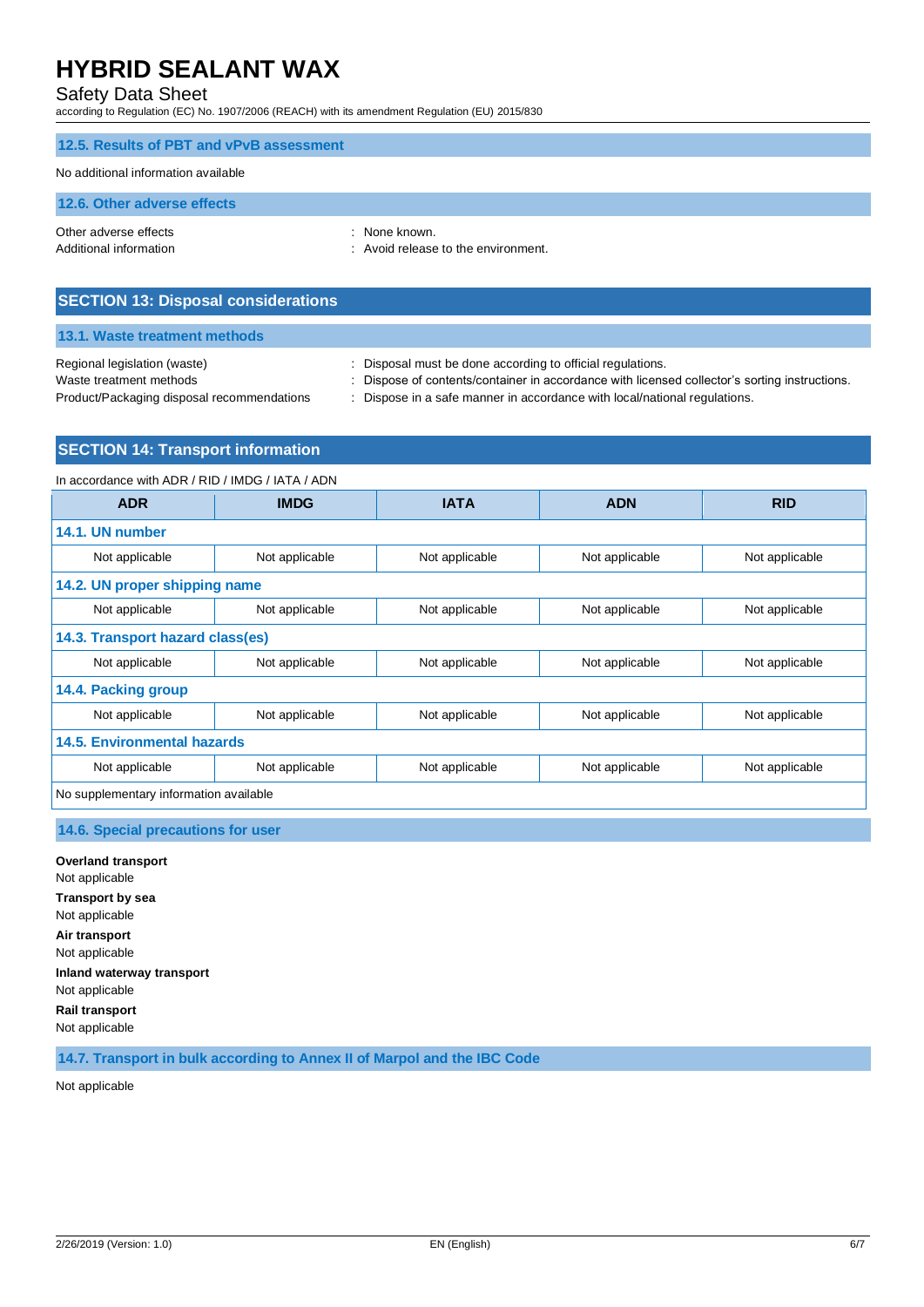### 12.5. Results of PBT and vPvB assessment

No additional information available

### 12.6. Other adverse effects

Other adverse effects : None known.
Additional information : Avoid release to the environment.

## SECTION 13: Disposal considerations

### 13.1. Waste treatment methods

Regional legislation (waste) : Disposal must be done according to official regulations.
Waste treatment methods : Dispose of contents/container in accordance with licensed collector's sorting instructions.
Product/Packaging disposal recommendations : Dispose in a safe manner in accordance with local/national regulations.

## SECTION 14: Transport information

In accordance with ADR / RID / IMDG / IATA / ADN

| ADR | IMDG | IATA | ADN | RID |
|---|---|---|---|---|
| **14.1. UN number** | | | | |
| Not applicable | Not applicable | Not applicable | Not applicable | Not applicable |
| **14.2. UN proper shipping name** | | | | |
| Not applicable | Not applicable | Not applicable | Not applicable | Not applicable |
| **14.3. Transport hazard class(es)** | | | | |
| Not applicable | Not applicable | Not applicable | Not applicable | Not applicable |
| **14.4. Packing group** | | | | |
| Not applicable | Not applicable | Not applicable | Not applicable | Not applicable |
| **14.5. Environmental hazards** | | | | |
| Not applicable | Not applicable | Not applicable | Not applicable | Not applicable |
| No supplementary information available | | | | |

### 14.6. Special precautions for user

**Overland transport**
Not applicable

**Transport by sea**
Not applicable

**Air transport**
Not applicable

**Inland waterway transport**
Not applicable

**Rail transport**
Not applicable

### 14.7. Transport in bulk according to Annex II of Marpol and the IBC Code

Not applicable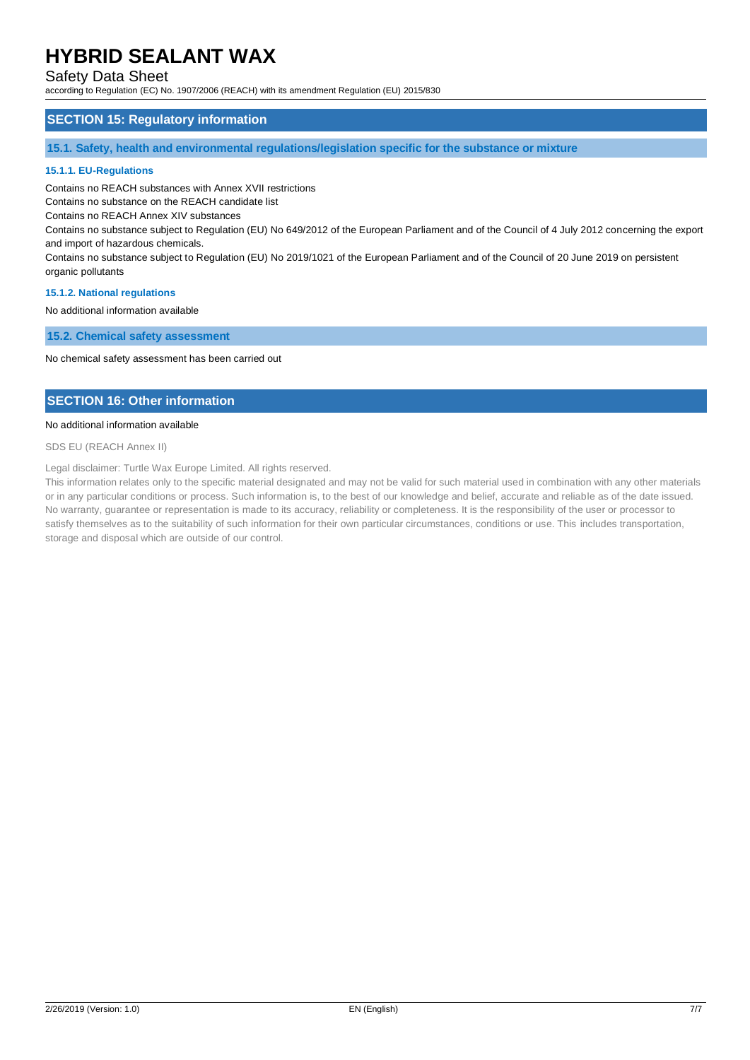## SECTION 15: Regulatory information

### 15.1. Safety, health and environmental regulations/legislation specific for the substance or mixture

#### 15.1.1. EU-Regulations

Contains no REACH substances with Annex XVII restrictions

Contains no substance on the REACH candidate list

Contains no REACH Annex XIV substances

Contains no substance subject to Regulation (EU) No 649/2012 of the European Parliament and of the Council of 4 July 2012 concerning the export and import of hazardous chemicals.

Contains no substance subject to Regulation (EU) No 2019/1021 of the European Parliament and of the Council of 20 June 2019 on persistent organic pollutants

#### 15.1.2. National regulations

No additional information available

### 15.2. Chemical safety assessment

No chemical safety assessment has been carried out

## SECTION 16: Other information

No additional information available

SDS EU (REACH Annex II)

Legal disclaimer: Turtle Wax Europe Limited. All rights reserved.

This information relates only to the specific material designated and may not be valid for such material used in combination with any other materials or in any particular conditions or process. Such information is, to the best of our knowledge and belief, accurate and reliable as of the date issued. No warranty, guarantee or representation is made to its accuracy, reliability or completeness. It is the responsibility of the user or processor to satisfy themselves as to the suitability of such information for their own particular circumstances, conditions or use. This includes transportation, storage and disposal which are outside of our control.